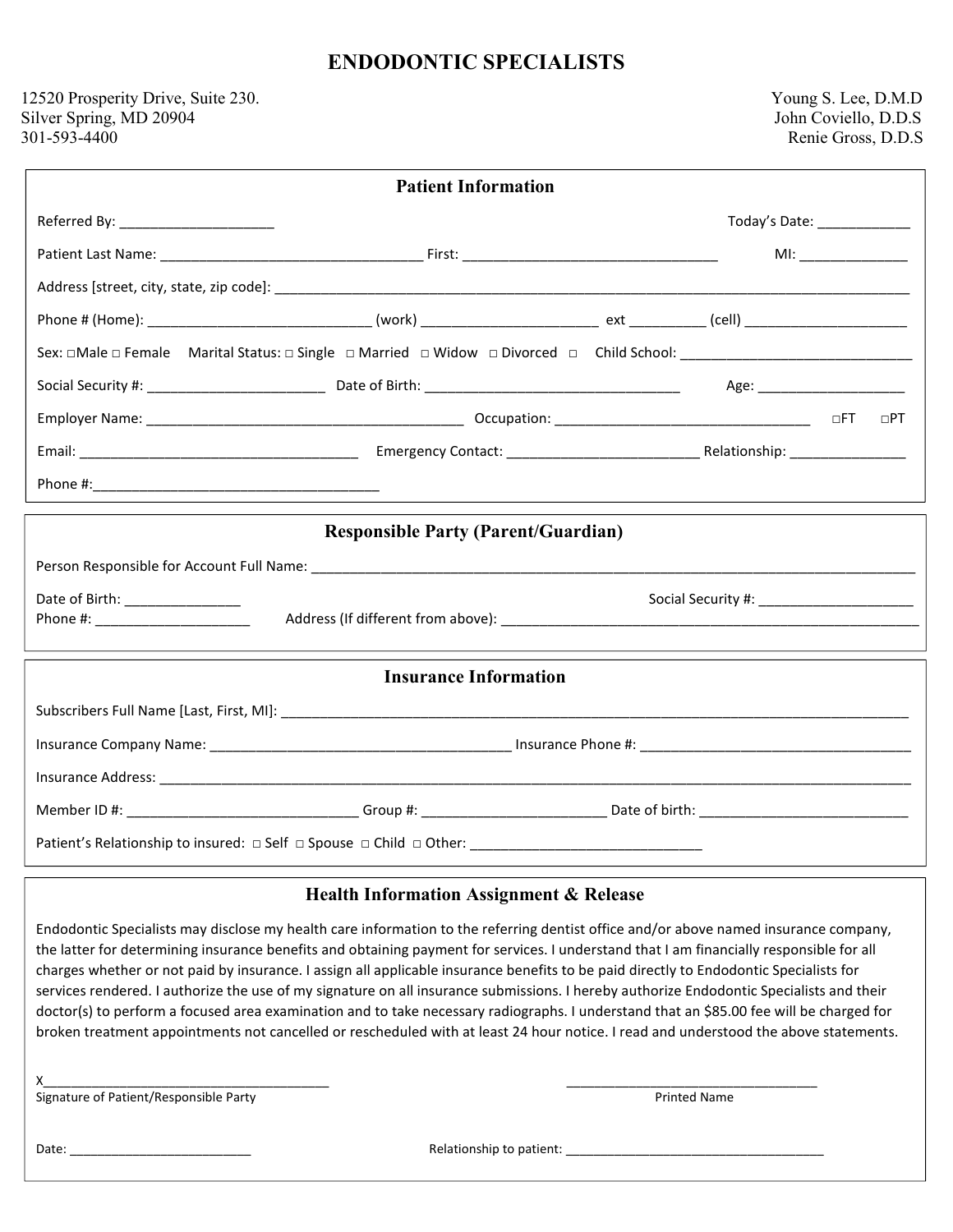# ENDODONTIC SPECIALISTS

12520 Prosperity Drive, Suite 230.
Silver Spring, MD 20904
301-593-4400

Young S. Lee, D.M.D
John Coviello, D.D.S
Renie Gross, D.D.S

## Patient Information

Referred By: ____________________ Today's Date: ____________

Patient Last Name: ________________________________ First: ________________________________ MI: _____________

Address [street, city, state, zip code]: ________________________________________________________________________________

Phone # (Home): ____________________________ (work) ______________________ ext _________ (cell) _____________________

Sex: □Male □ Female Marital Status: □ Single □ Married □ Widow □ Divorced □ Child School: ______________________________

Social Security #: ______________________ Date of Birth: ________________________________ Age: ___________________

Employer Name: ________________________________________ Occupation: ________________________________ □FT □PT

Email: ____________________________________ Emergency Contact: ________________________ Relationship: _______________

Phone #:____________________________________

## Responsible Party (Parent/Guardian)

Person Responsible for Account Full Name: ________________________________________________________________________________

Date of Birth: _______________ Social Security #: ____________________
Phone #: ____________________ Address (If different from above): _______________________________________________________

## Insurance Information

Subscribers Full Name [Last, First, MI]: ________________________________________________________________________________

Insurance Company Name: ______________________________________ Insurance Phone #: ___________________________________

Insurance Address: ________________________________________________________________________________________________

Member ID #: ______________________________ Group #: _______________________ Date of birth: ___________________________

Patient's Relationship to insured: □ Self □ Spouse □ Child □ Other: ______________________________

## Health Information Assignment & Release

Endodontic Specialists may disclose my health care information to the referring dentist office and/or above named insurance company, the latter for determining insurance benefits and obtaining payment for services. I understand that I am financially responsible for all charges whether or not paid by insurance. I assign all applicable insurance benefits to be paid directly to Endodontic Specialists for services rendered. I authorize the use of my signature on all insurance submissions. I hereby authorize Endodontic Specialists and their doctor(s) to perform a focused area examination and to take necessary radiographs. I understand that an $85.00 fee will be charged for broken treatment appointments not cancelled or rescheduled with at least 24 hour notice. I read and understood the above statements.

X______________________________________
Signature of Patient/Responsible Party

___________________________________
Printed Name

Date: _________________________

Relationship to patient: ____________________________________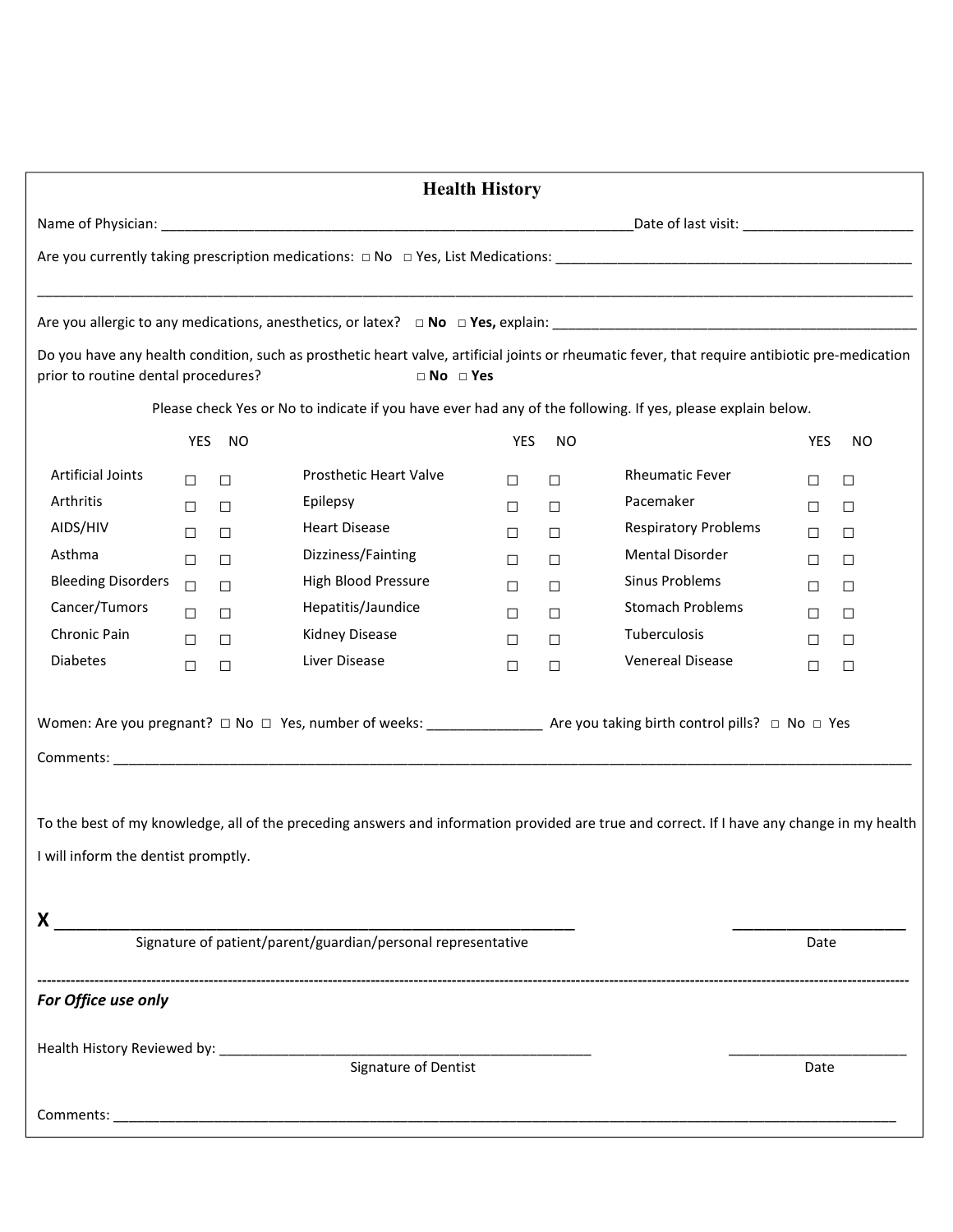# Health History

Name of Physician: ______________________________________________________________Date of last visit: _______________________

Are you currently taking prescription medications: □ No □ Yes, List Medications: _______________________________________________

_____________________________________________________________________________________________________________________

Are you allergic to any medications, anesthetics, or latex? □ **No** □ **Yes,** explain: _______________________________________________

Do you have any health condition, such as prosthetic heart valve, artificial joints or rheumatic fever, that require antibiotic pre-medication prior to routine dental procedures? □ **No** □ **Yes**

Please check Yes or No to indicate if you have ever had any of the following. If yes, please explain below.

| | YES | NO | | YES | NO | | YES | NO |
|---|---|---|---|---|---|---|---|---|
| Artificial Joints | □ | □ | Prosthetic Heart Valve | □ | □ | Rheumatic Fever | □ | □ |
| Arthritis | □ | □ | Epilepsy | □ | □ | Pacemaker | □ | □ |
| AIDS/HIV | □ | □ | Heart Disease | □ | □ | Respiratory Problems | □ | □ |
| Asthma | □ | □ | Dizziness/Fainting | □ | □ | Mental Disorder | □ | □ |
| Bleeding Disorders | □ | □ | High Blood Pressure | □ | □ | Sinus Problems | □ | □ |
| Cancer/Tumors | □ | □ | Hepatitis/Jaundice | □ | □ | Stomach Problems | □ | □ |
| Chronic Pain | □ | □ | Kidney Disease | □ | □ | Tuberculosis | □ | □ |
| Diabetes | □ | □ | Liver Disease | □ | □ | Venereal Disease | □ | □ |

Women: Are you pregnant? □ No □ Yes, number of weeks: ______________ Are you taking birth control pills? □ No □ Yes

Comments: ___________________________________________________________________________________________________________

To the best of my knowledge, all of the preceding answers and information provided are true and correct. If I have any change in my health I will inform the dentist promptly.

**X** ____________________________________________________________ ____________________

Signature of patient/parent/guardian/personal representative Date

---

***For Office use only***

Health History Reviewed by: __________________________________________________ _______________________

Signature of Dentist Date

Comments: ________________________________________________________________________________________________________